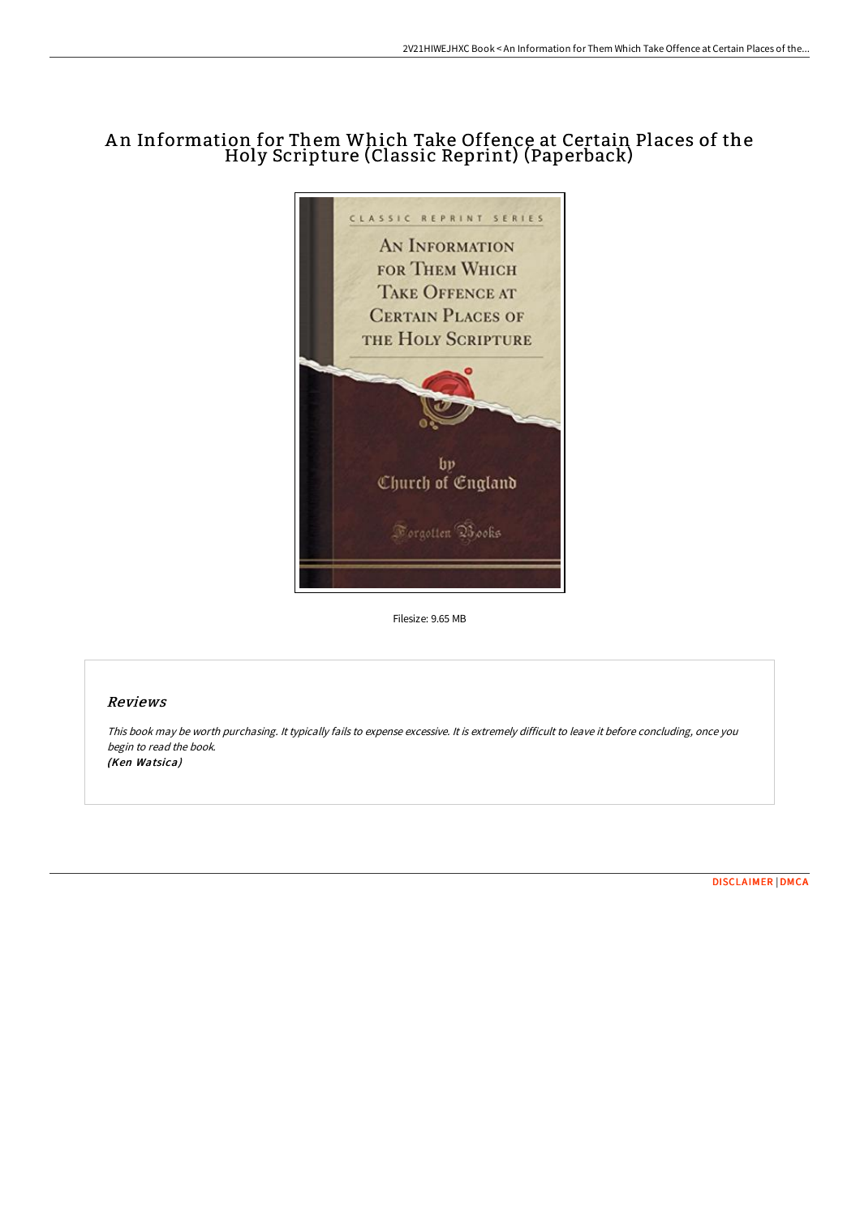# An Information for Them Which Take Offence at Certain Places of the Holy Scripture (Classic Reprint) (Paperback)

Filesize: 9.65 MB

## Reviews

*This book may be worth purchasing. It typically fails to expense excessive. It is extremely difficult to leave it before concluding, once you begin to read the book.*
***(Ken Watsica)***

DISCLAIMER | DMCA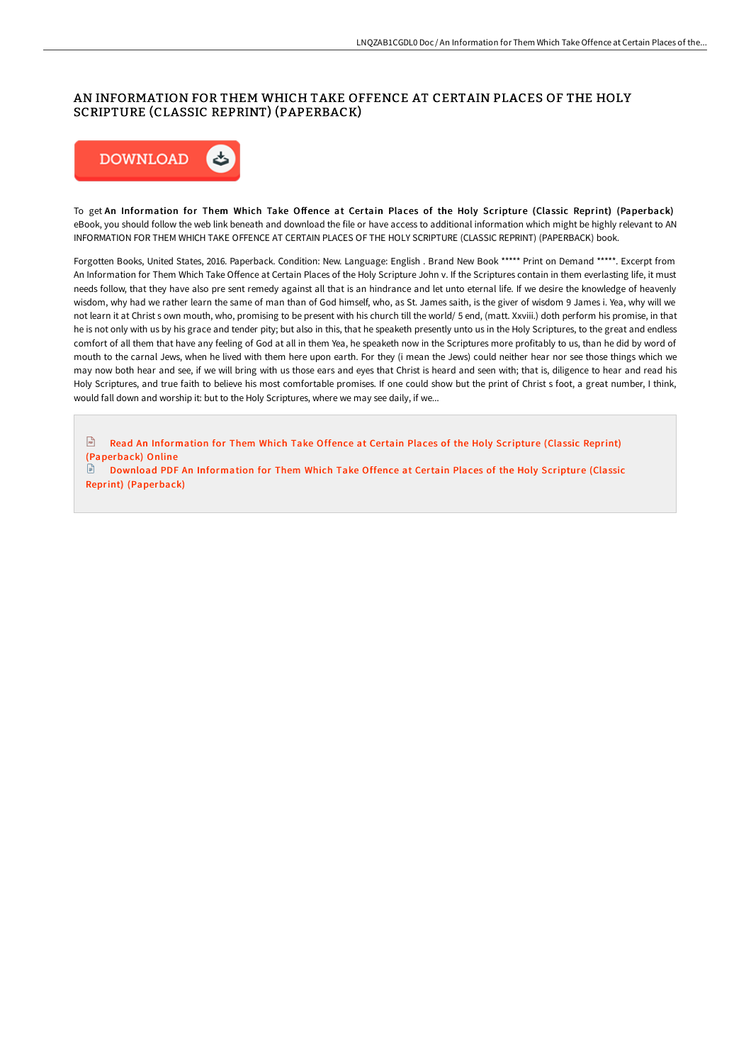# AN INFORMATION FOR THEM WHICH TAKE OFFENCE AT CERTAIN PLACES OF THE HOLY SCRIPTURE (CLASSIC REPRINT) (PAPERBACK)

DOWNLOAD

To get **An Information for Them Which Take Offence at Certain Places of the Holy Scripture (Classic Reprint) (Paperback)** eBook, you should follow the web link beneath and download the file or have access to additional information which might be highly relevant to AN INFORMATION FOR THEM WHICH TAKE OFFENCE AT CERTAIN PLACES OF THE HOLY SCRIPTURE (CLASSIC REPRINT) (PAPERBACK) book.

Forgotten Books, United States, 2016. Paperback. Condition: New. Language: English . Brand New Book ***** Print on Demand *****. Excerpt from An Information for Them Which Take Offence at Certain Places of the Holy Scripture John v. If the Scriptures contain in them everlasting life, it must needs follow, that they have also pre sent remedy against all that is an hindrance and let unto eternal life. If we desire the knowledge of heavenly wisdom, why had we rather learn the same of man than of God himself, who, as St. James saith, is the giver of wisdom 9 James i. Yea, why will we not learn it at Christ s own mouth, who, promising to be present with his church till the world/ 5 end, (matt. Xxviii.) doth perform his promise, in that he is not only with us by his grace and tender pity; but also in this, that he speaketh presently unto us in the Holy Scriptures, to the great and endless comfort of all them that have any feeling of God at all in them Yea, he speaketh now in the Scriptures more profitably to us, than he did by word of mouth to the carnal Jews, when he lived with them here upon earth. For they (i mean the Jews) could neither hear nor see those things which we may now both hear and see, if we will bring with us those ears and eyes that Christ is heard and seen with; that is, diligence to hear and read his Holy Scriptures, and true faith to believe his most comfortable promises. If one could show but the print of Christ s foot, a great number, I think, would fall down and worship it: but to the Holy Scriptures, where we may see daily, if we...

Read An Information for Them Which Take Offence at Certain Places of the Holy Scripture (Classic Reprint) (Paperback) Online

Download PDF An Information for Them Which Take Offence at Certain Places of the Holy Scripture (Classic Reprint) (Paperback)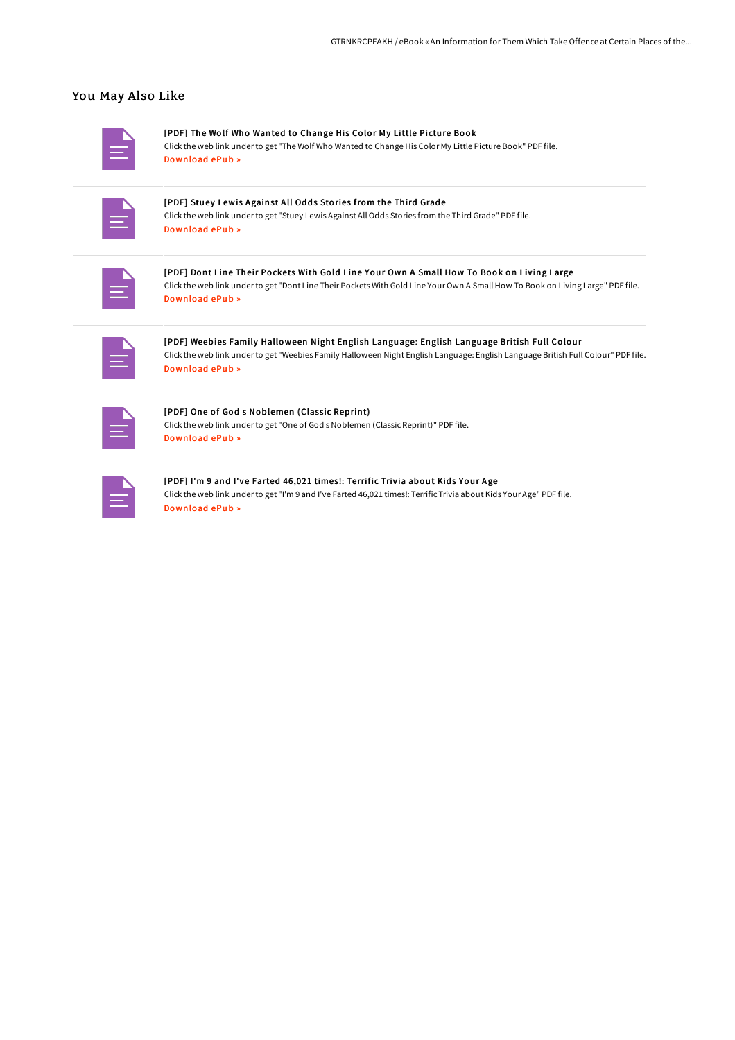## You May Also Like

**[PDF] The Wolf Who Wanted to Change His Color My Little Picture Book**
Click the web link under to get "The Wolf Who Wanted to Change His Color My Little Picture Book" PDF file.
Download ePub »

**[PDF] Stuey Lewis Against All Odds Stories from the Third Grade**
Click the web link under to get "Stuey Lewis Against All Odds Stories from the Third Grade" PDF file.
Download ePub »

**[PDF] Dont Line Their Pockets With Gold Line Your Own A Small How To Book on Living Large**
Click the web link under to get "Dont Line Their Pockets With Gold Line Your Own A Small How To Book on Living Large" PDF file.
Download ePub »

**[PDF] Weebies Family Halloween Night English Language: English Language British Full Colour**
Click the web link under to get "Weebies Family Halloween Night English Language: English Language British Full Colour" PDF file.
Download ePub »

**[PDF] One of God s Noblemen (Classic Reprint)**
Click the web link under to get "One of God s Noblemen (Classic Reprint)" PDF file.
Download ePub »

**[PDF] I'm 9 and I've Farted 46,021 times!: Terrific Trivia about Kids Your Age**
Click the web link under to get "I'm 9 and I've Farted 46,021 times!: Terrific Trivia about Kids Your Age" PDF file.
Download ePub »